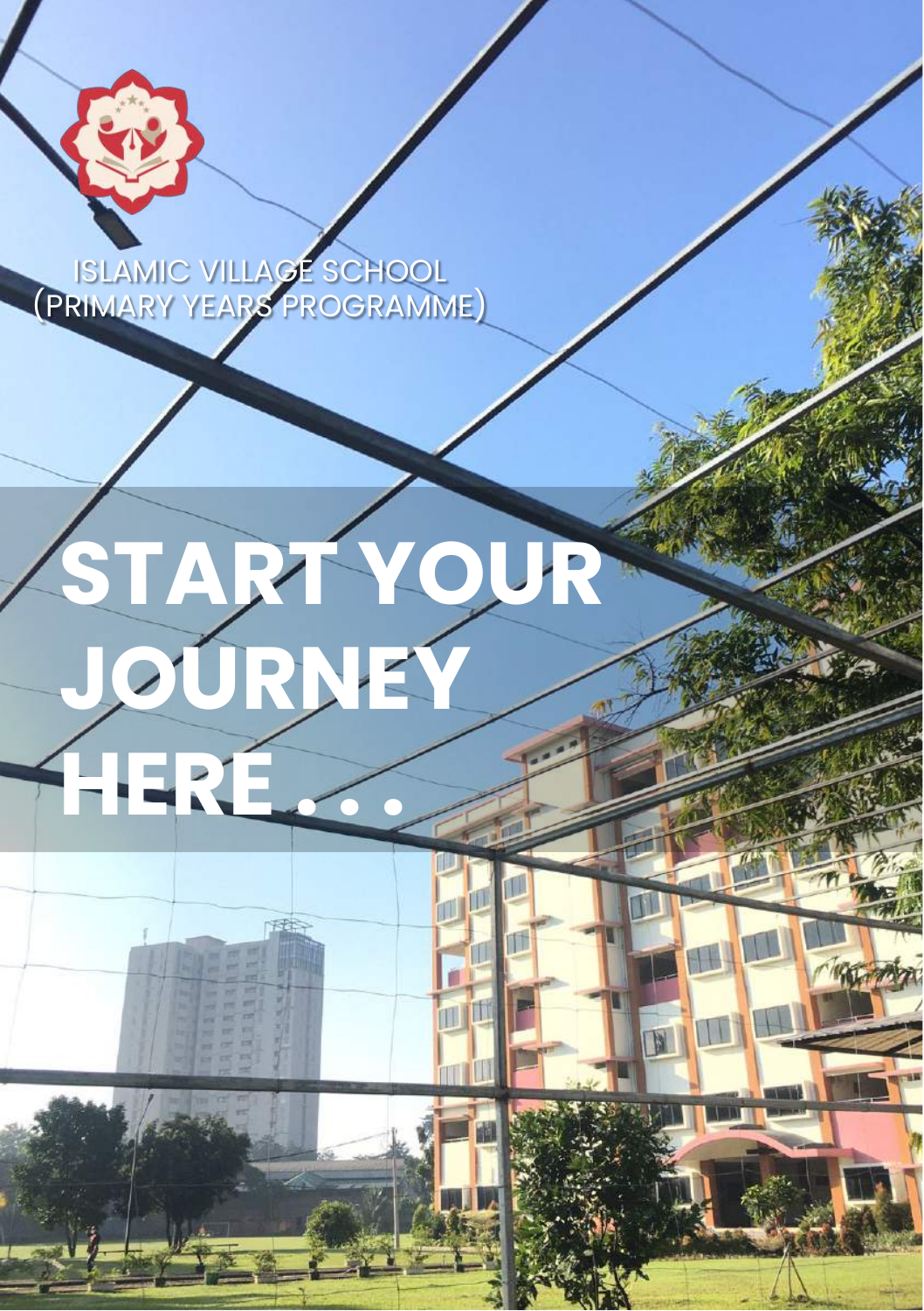ISLAMIC VILLAGE SCHOOL
(PRIMARY YEARS PROGRAMME)

# START YOUR JOURNEY HERE . . .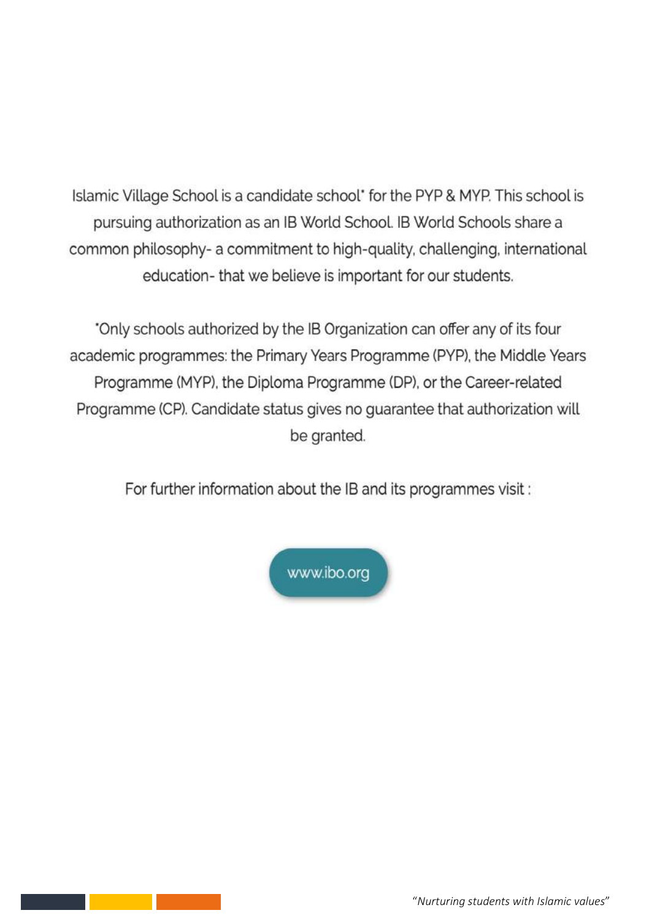Islamic Village School is a candidate school* for the PYP & MYP. This school is pursuing authorization as an IB World School. IB World Schools share a common philosophy- a commitment to high-quality, challenging, international education- that we believe is important for our students.

*Only schools authorized by the IB Organization can offer any of its four academic programmes: the Primary Years Programme (PYP), the Middle Years Programme (MYP), the Diploma Programme (DP), or the Career-related Programme (CP). Candidate status gives no guarantee that authorization will be granted.

For further information about the IB and its programmes visit :

www.ibo.org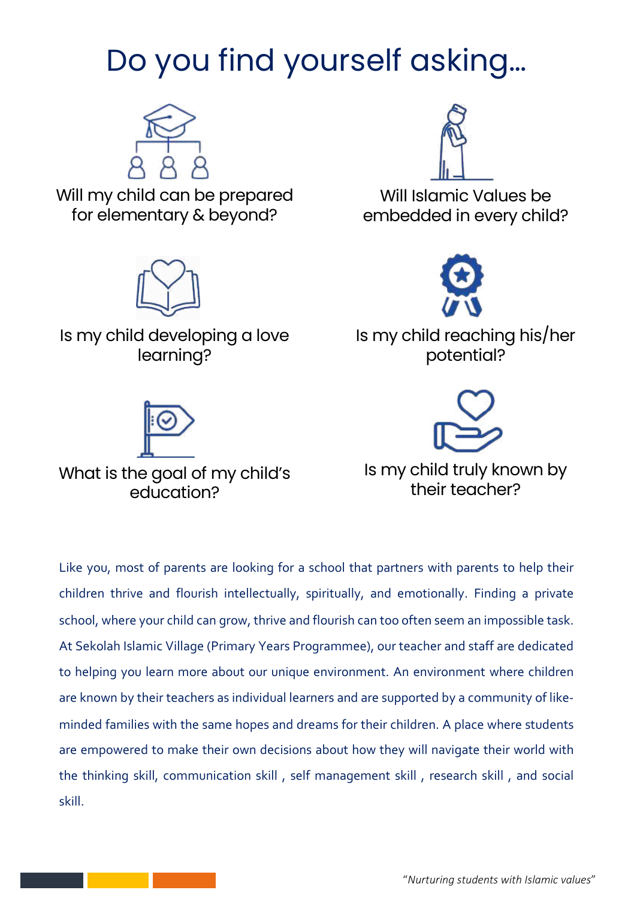# Do you find yourself asking...

Will my child can be prepared for elementary & beyond?

Will Islamic Values be embedded in every child?

Is my child developing a love learning?

Is my child reaching his/her potential?

What is the goal of my child's education?

Is my child truly known by their teacher?

Like you, most of parents are looking for a school that partners with parents to help their children thrive and flourish intellectually, spiritually, and emotionally. Finding a private school, where your child can grow, thrive and flourish can too often seem an impossible task. At Sekolah Islamic Village (Primary Years Programmee), our teacher and staff are dedicated to helping you learn more about our unique environment. An environment where children are known by their teachers as individual learners and are supported by a community of like-minded families with the same hopes and dreams for their children. A place where students are empowered to make their own decisions about how they will navigate their world with the thinking skill, communication skill , self management skill , research skill , and social skill.

*"Nurturing students with Islamic values"*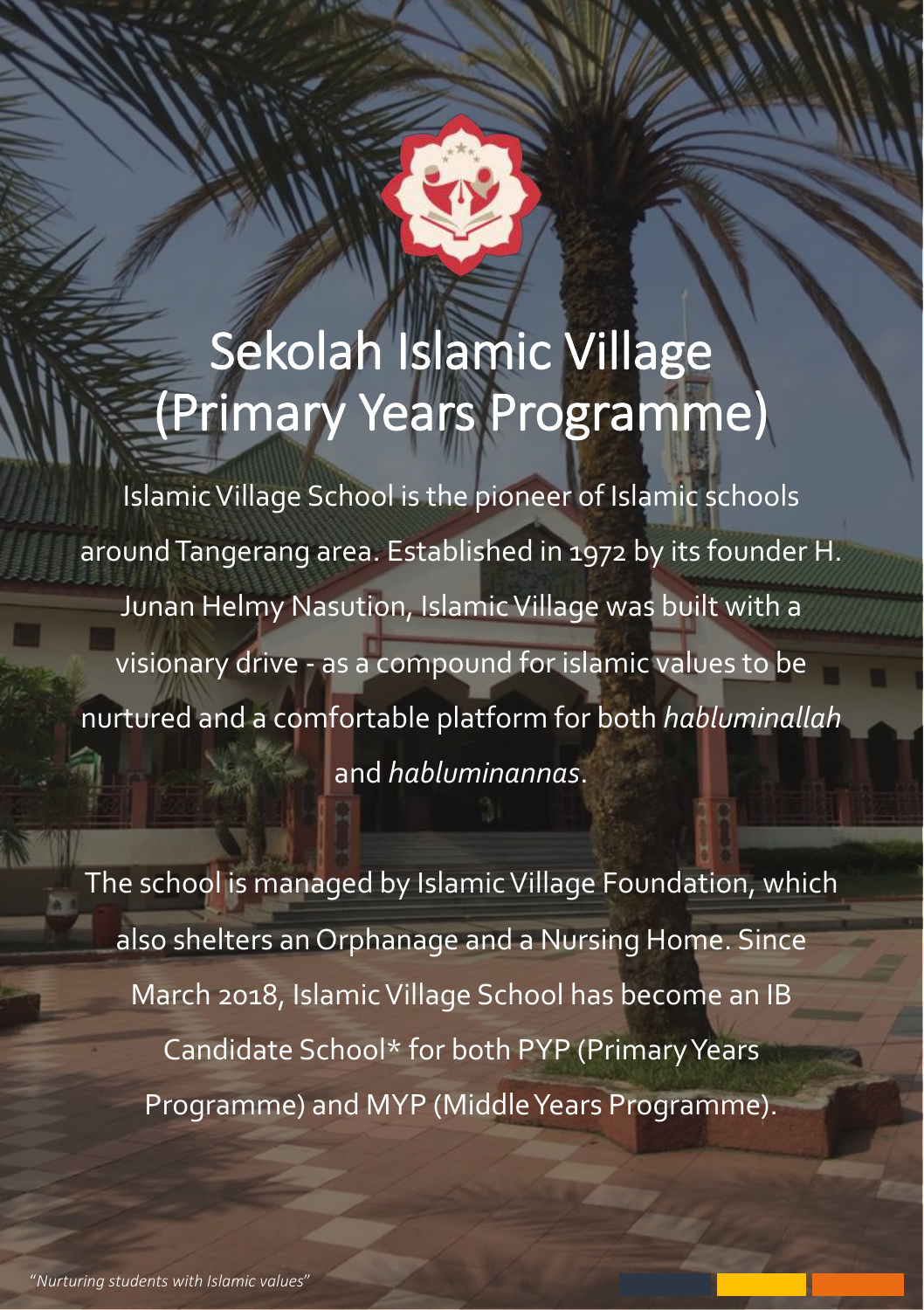# Sekolah Islamic Village (Primary Years Programme)

Islamic Village School is the pioneer of Islamic schools around Tangerang area. Established in 1972 by its founder H. Junan Helmy Nasution, Islamic Village was built with a visionary drive - as a compound for islamic values to be nurtured and a comfortable platform for both *habluminallah* and *habluminannas*.

The school is managed by Islamic Village Foundation, which also shelters an Orphanage and a Nursing Home. Since March 2018, Islamic Village School has become an IB Candidate School* for both PYP (Primary Years Programme) and MYP (Middle Years Programme).

*"Nurturing students with Islamic values"*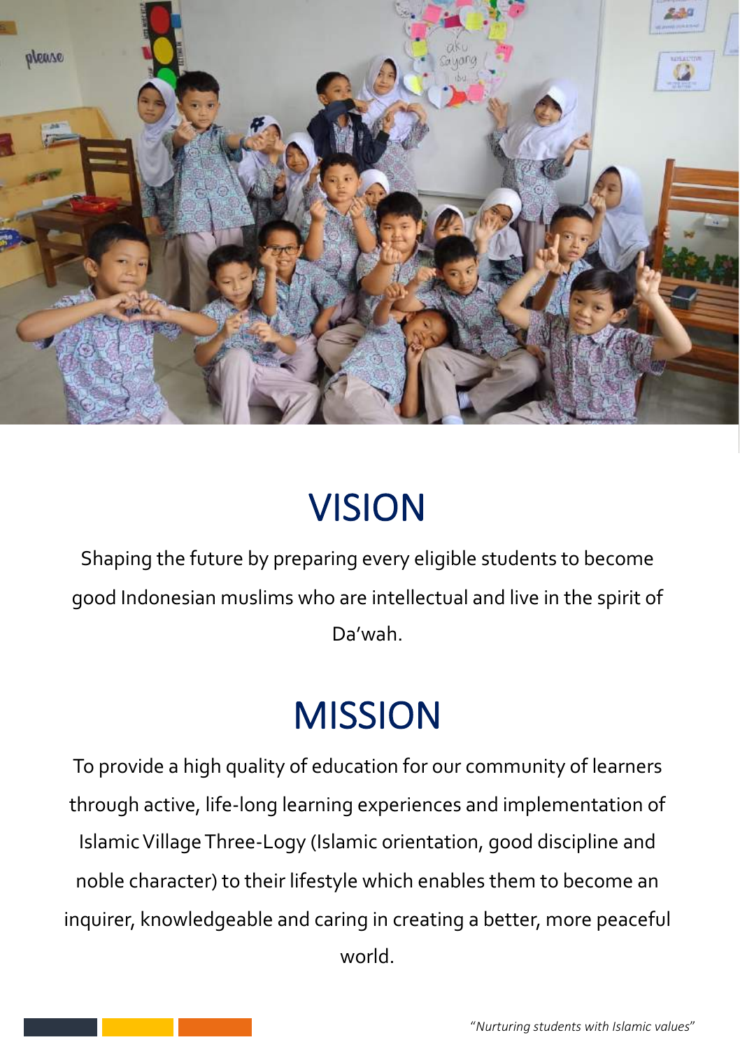# VISION

Shaping the future by preparing every eligible students to become good Indonesian muslims who are intellectual and live in the spirit of Da'wah.

# MISSION

To provide a high quality of education for our community of learners through active, life-long learning experiences and implementation of Islamic Village Three-Logy (Islamic orientation, good discipline and noble character) to their lifestyle which enables them to become an inquirer, knowledgeable and caring in creating a better, more peaceful world.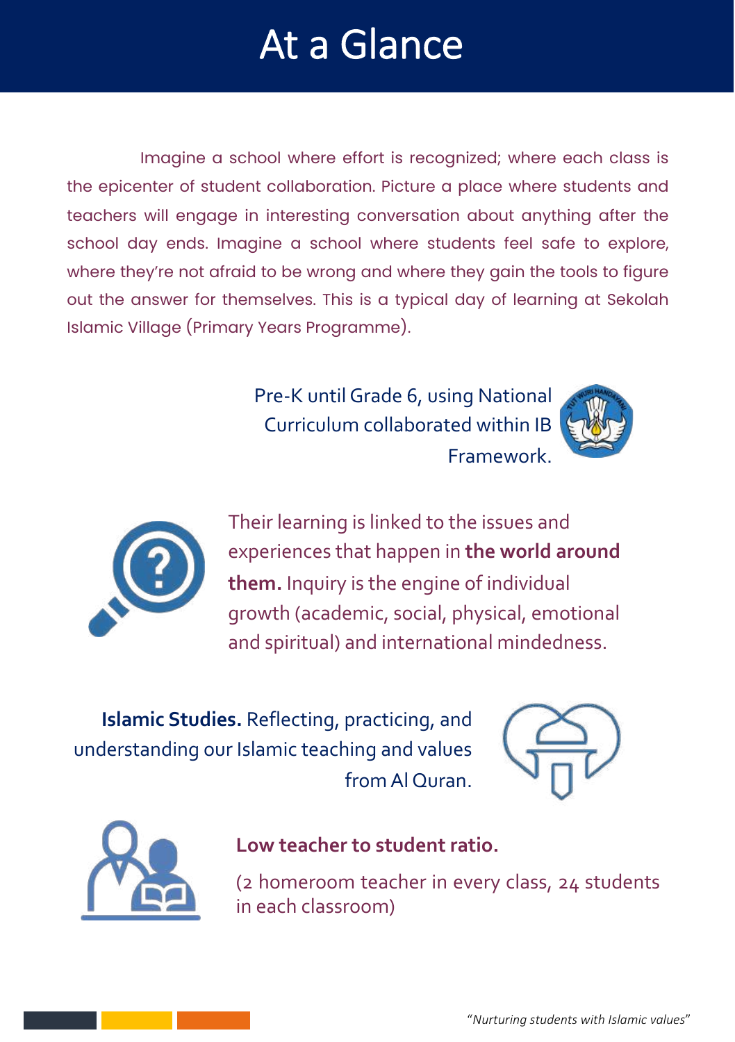# At a Glance

Imagine a school where effort is recognized; where each class is the epicenter of student collaboration. Picture a place where students and teachers will engage in interesting conversation about anything after the school day ends. Imagine a school where students feel safe to explore, where they're not afraid to be wrong and where they gain the tools to figure out the answer for themselves. This is a typical day of learning at Sekolah Islamic Village (Primary Years Programme).

Pre-K until Grade 6, using National Curriculum collaborated within IB Framework.

Their learning is linked to the issues and experiences that happen in **the world around them.** Inquiry is the engine of individual growth (academic, social, physical, emotional and spiritual) and international mindedness.

**Islamic Studies.** Reflecting, practicing, and understanding our Islamic teaching and values from Al Quran.

**Low teacher to student ratio.**

(2 homeroom teacher in every class, 24 students in each classroom)

*"Nurturing students with Islamic values"*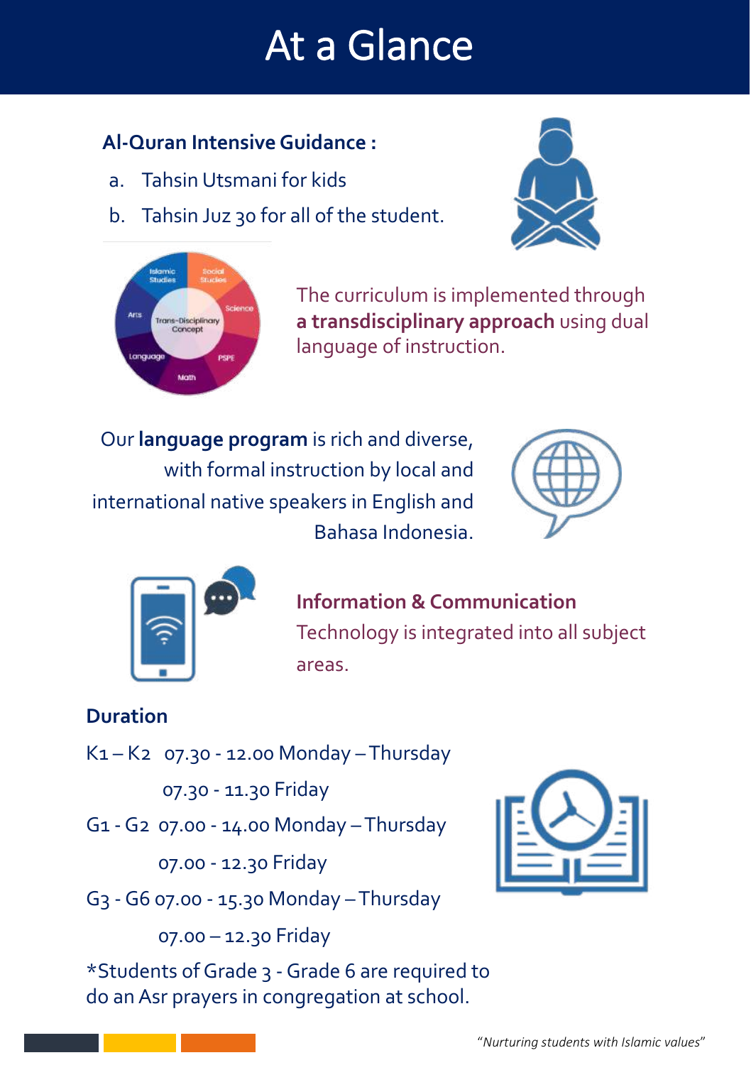# At a Glance

**Al-Quran Intensive Guidance :**

a. Tahsin Utsmani for kids
b. Tahsin Juz 30 for all of the student.

The curriculum is implemented through **a transdisciplinary approach** using dual language of instruction.

Our **language program** is rich and diverse, with formal instruction by local and international native speakers in English and Bahasa Indonesia.

**Information & Communication** Technology is integrated into all subject areas.

**Duration**

K1 – K2 07.30 - 12.00 Monday – Thursday
07.30 - 11.30 Friday

G1 - G2 07.00 - 14.00 Monday – Thursday
07.00 - 12.30 Friday

G3 - G6 07.00 - 15.30 Monday – Thursday
07.00 – 12.30 Friday

*Students of Grade 3 - Grade 6 are required to do an Asr prayers in congregation at school.

*"Nurturing students with Islamic values"*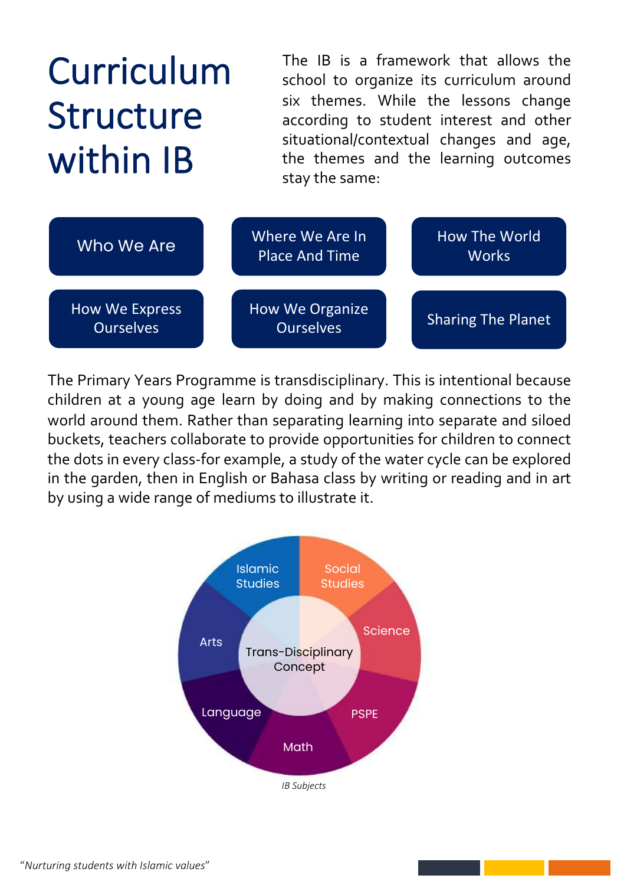# Curriculum Structure within IB

The IB is a framework that allows the school to organize its curriculum around six themes. While the lessons change according to student interest and other situational/contextual changes and age, the themes and the learning outcomes stay the same:

- Who We Are
- Where We Are In Place And Time
- How The World Works
- How We Express Ourselves
- How We Organize Ourselves
- Sharing The Planet

The Primary Years Programme is transdisciplinary. This is intentional because children at a young age learn by doing and by making connections to the world around them. Rather than separating learning into separate and siloed buckets, teachers collaborate to provide opportunities for children to connect the dots in every class-for example, a study of the water cycle can be explored in the garden, then in English or Bahasa class by writing or reading and in art by using a wide range of mediums to illustrate it.

Islamic Studies | Social Studies | Science | PSPE | Math | Language | Arts

Trans-Disciplinary Concept

*IB Subjects*

*"Nurturing students with Islamic values"*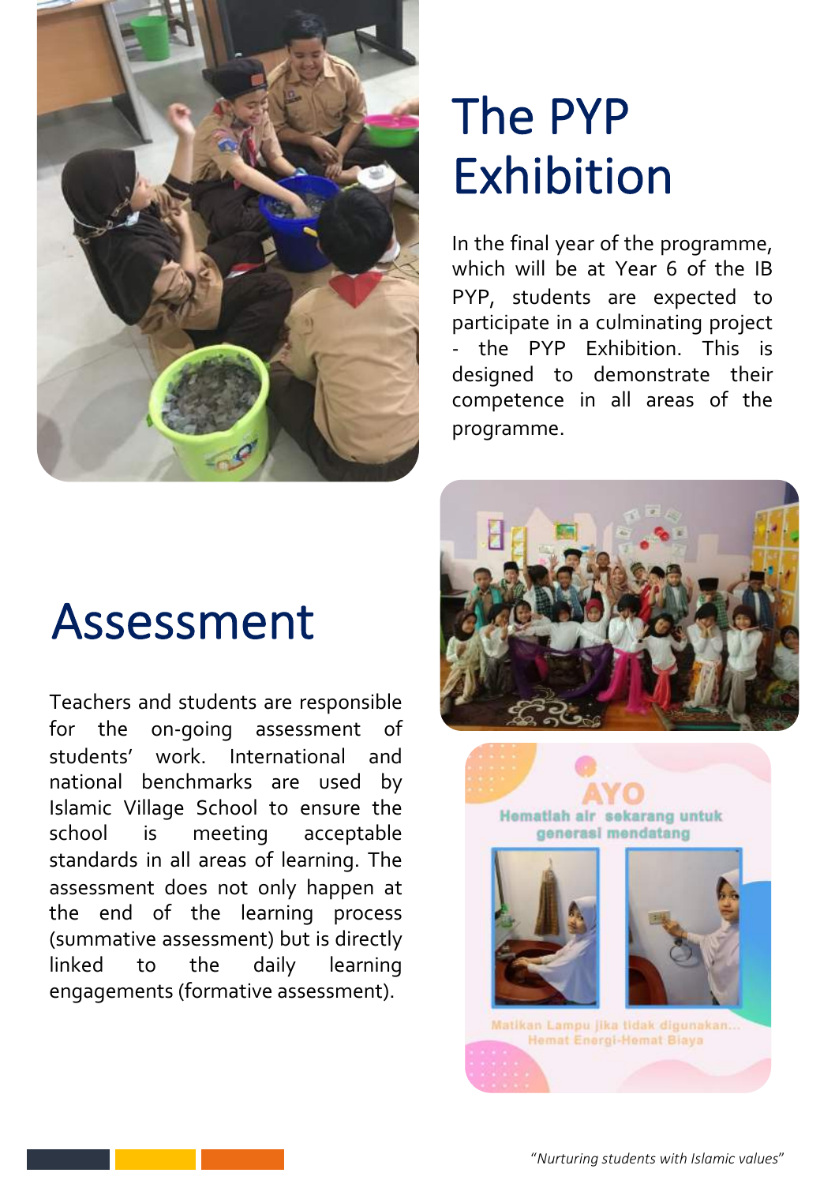# The PYP Exhibition

In the final year of the programme, which will be at Year 6 of the IB PYP, students are expected to participate in a culminating project - the PYP Exhibition. This is designed to demonstrate their competence in all areas of the programme.

# Assessment

Teachers and students are responsible for the on-going assessment of students' work. International and national benchmarks are used by Islamic Village School to ensure the school is meeting acceptable standards in all areas of learning. The assessment does not only happen at the end of the learning process (summative assessment) but is directly linked to the daily learning engagements (formative assessment).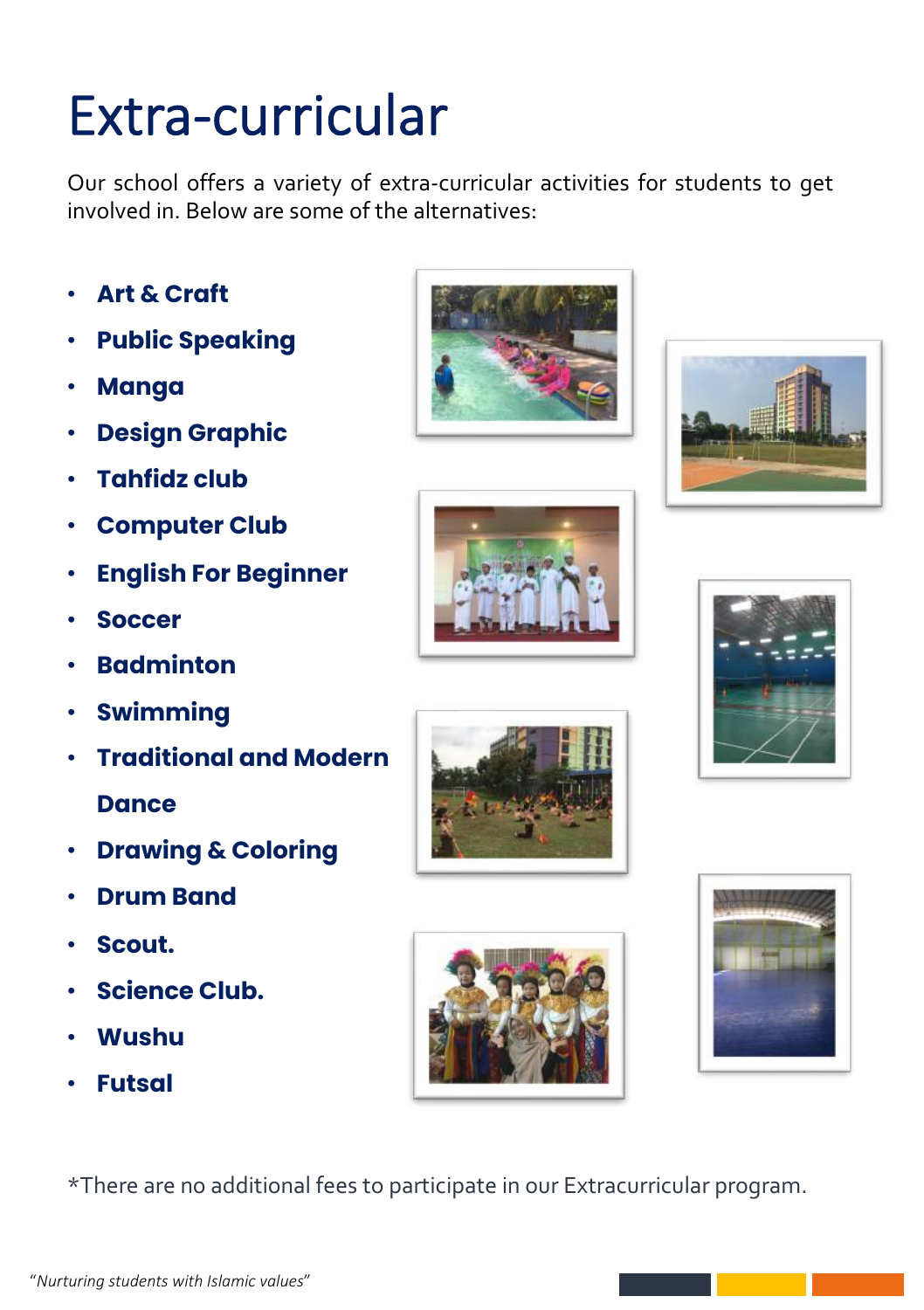# Extra-curricular

Our school offers a variety of extra-curricular activities for students to get involved in. Below are some of the alternatives:

- **Art & Craft**
- **Public Speaking**
- **Manga**
- **Design Graphic**
- **Tahfidz club**
- **Computer Club**
- **English For Beginner**
- **Soccer**
- **Badminton**
- **Swimming**
- **Traditional and Modern Dance**
- **Drawing & Coloring**
- **Drum Band**
- **Scout.**
- **Science Club.**
- **Wushu**
- **Futsal**

*There are no additional fees to participate in our Extracurricular program.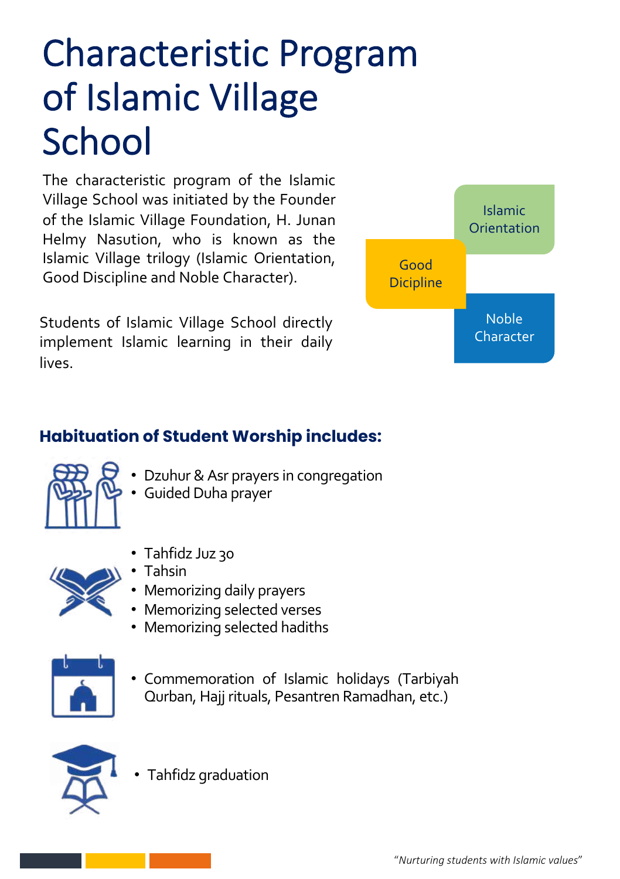# Characteristic Program of Islamic Village School

The characteristic program of the Islamic Village School was initiated by the Founder of the Islamic Village Foundation, H. Junan Helmy Nasution, who is known as the Islamic Village trilogy (Islamic Orientation, Good Discipline and Noble Character).

Islamic Orientation

Good Dicipline

Noble Character

Students of Islamic Village School directly implement Islamic learning in their daily lives.

### Habituation of Student Worship includes:

- Dzuhur & Asr prayers in congregation
- Guided Duha prayer

- Tahfidz Juz 30
- Tahsin
- Memorizing daily prayers
- Memorizing selected verses
- Memorizing selected hadiths

- Commemoration of Islamic holidays (Tarbiyah Qurban, Hajj rituals, Pesantren Ramadhan, etc.)

- Tahfidz graduation

*"Nurturing students with Islamic values"*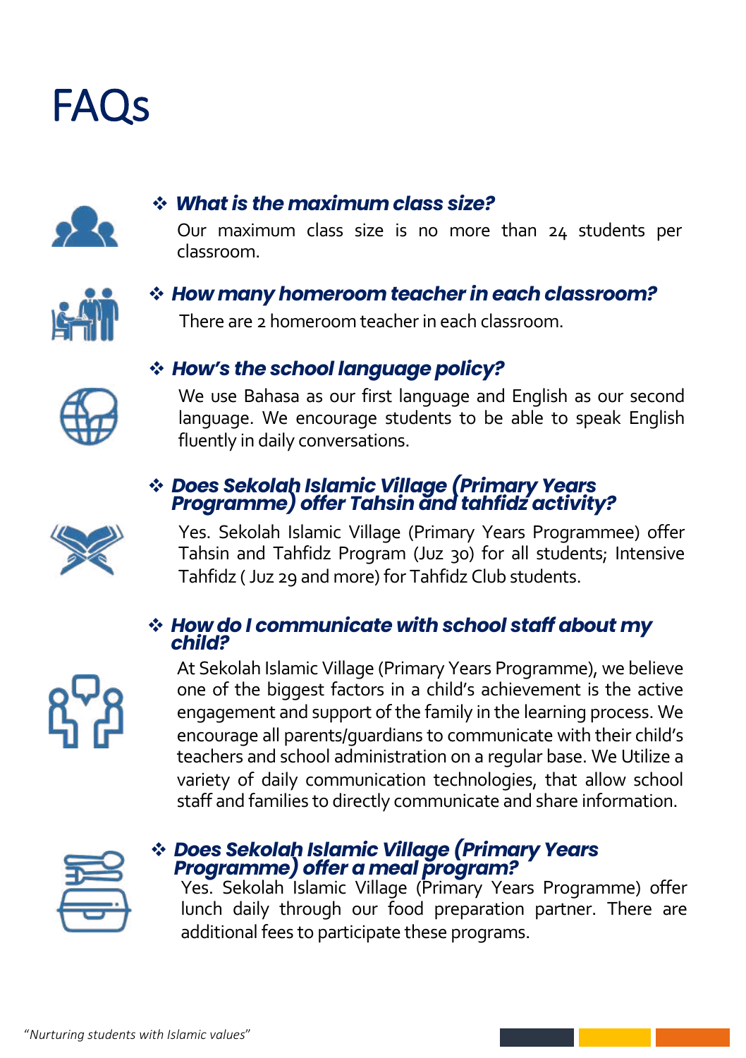# FAQs

### ❖ *What is the maximum class size?*

Our maximum class size is no more than 24 students per classroom.

### ❖ *How many homeroom teacher in each classroom?*

There are 2 homeroom teacher in each classroom.

### ❖ *How's the school language policy?*

We use Bahasa as our first language and English as our second language. We encourage students to be able to speak English fluently in daily conversations.

### ❖ *Does Sekolah Islamic Village (Primary Years Programme) offer Tahsin and tahfidz activity?*

Yes. Sekolah Islamic Village (Primary Years Programmee) offer Tahsin and Tahfidz Program (Juz 30) for all students; Intensive Tahfidz ( Juz 29 and more) for Tahfidz Club students.

### ❖ *How do I communicate with school staff about my child?*

At Sekolah Islamic Village (Primary Years Programme), we believe one of the biggest factors in a child's achievement is the active engagement and support of the family in the learning process. We encourage all parents/guardians to communicate with their child's teachers and school administration on a regular base. We Utilize a variety of daily communication technologies, that allow school staff and families to directly communicate and share information.

### ❖ *Does Sekolah Islamic Village (Primary Years Programme) offer a meal program?*

Yes. Sekolah Islamic Village (Primary Years Programme) offer lunch daily through our food preparation partner. There are additional fees to participate these programs.

*"Nurturing students with Islamic values"*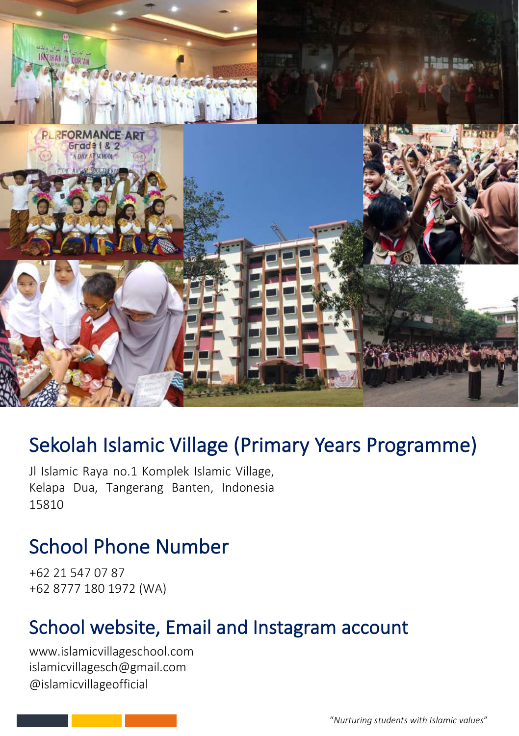## Sekolah Islamic Village (Primary Years Programme)

Jl Islamic Raya no.1 Komplek Islamic Village, Kelapa Dua, Tangerang Banten, Indonesia 15810

## School Phone Number

+62 21 547 07 87
+62 8777 180 1972 (WA)

## School website, Email and Instagram account

www.islamicvillageschool.com
islamicvillagesch@gmail.com
@islamicvillageofficial

*"Nurturing students with Islamic values"*